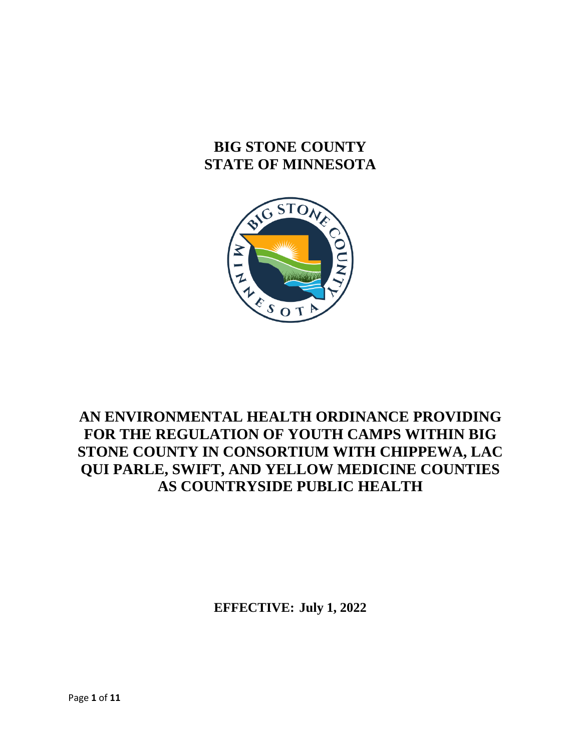# BIG STONE COUNTY
# STATE OF MINNESOTA

# AN ENVIRONMENTAL HEALTH ORDINANCE PROVIDING FOR THE REGULATION OF YOUTH CAMPS WITHIN BIG STONE COUNTY IN CONSORTIUM WITH CHIPPEWA, LAC QUI PARLE, SWIFT, AND YELLOW MEDICINE COUNTIES AS COUNTRYSIDE PUBLIC HEALTH

**EFFECTIVE: July 1, 2022**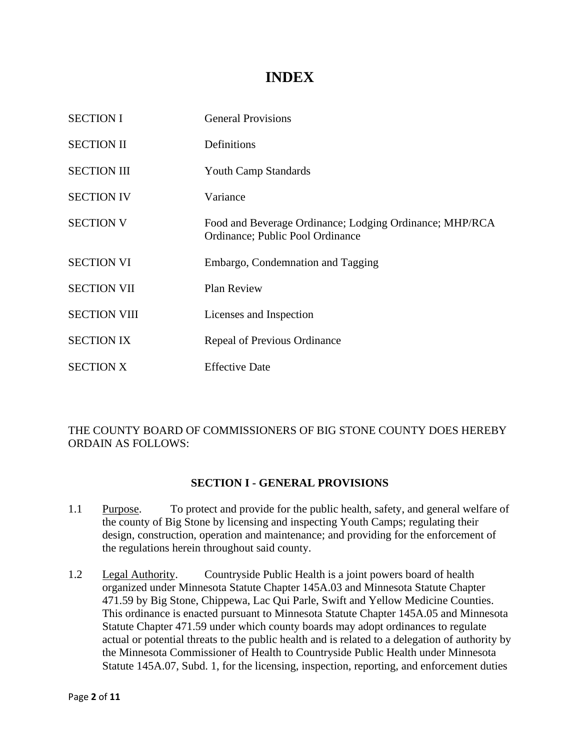# INDEX

| | |
|---|---|
| SECTION I | General Provisions |
| SECTION II | Definitions |
| SECTION III | Youth Camp Standards |
| SECTION IV | Variance |
| SECTION V | Food and Beverage Ordinance; Lodging Ordinance; MHP/RCA Ordinance; Public Pool Ordinance |
| SECTION VI | Embargo, Condemnation and Tagging |
| SECTION VII | Plan Review |
| SECTION VIII | Licenses and Inspection |
| SECTION IX | Repeal of Previous Ordinance |
| SECTION X | Effective Date |

THE COUNTY BOARD OF COMMISSIONERS OF BIG STONE COUNTY DOES HEREBY ORDAIN AS FOLLOWS:

## SECTION I - GENERAL PROVISIONS

1.1 Purpose. To protect and provide for the public health, safety, and general welfare of the county of Big Stone by licensing and inspecting Youth Camps; regulating their design, construction, operation and maintenance; and providing for the enforcement of the regulations herein throughout said county.

1.2 Legal Authority. Countryside Public Health is a joint powers board of health organized under Minnesota Statute Chapter 145A.03 and Minnesota Statute Chapter 471.59 by Big Stone, Chippewa, Lac Qui Parle, Swift and Yellow Medicine Counties. This ordinance is enacted pursuant to Minnesota Statute Chapter 145A.05 and Minnesota Statute Chapter 471.59 under which county boards may adopt ordinances to regulate actual or potential threats to the public health and is related to a delegation of authority by the Minnesota Commissioner of Health to Countryside Public Health under Minnesota Statute 145A.07, Subd. 1, for the licensing, inspection, reporting, and enforcement duties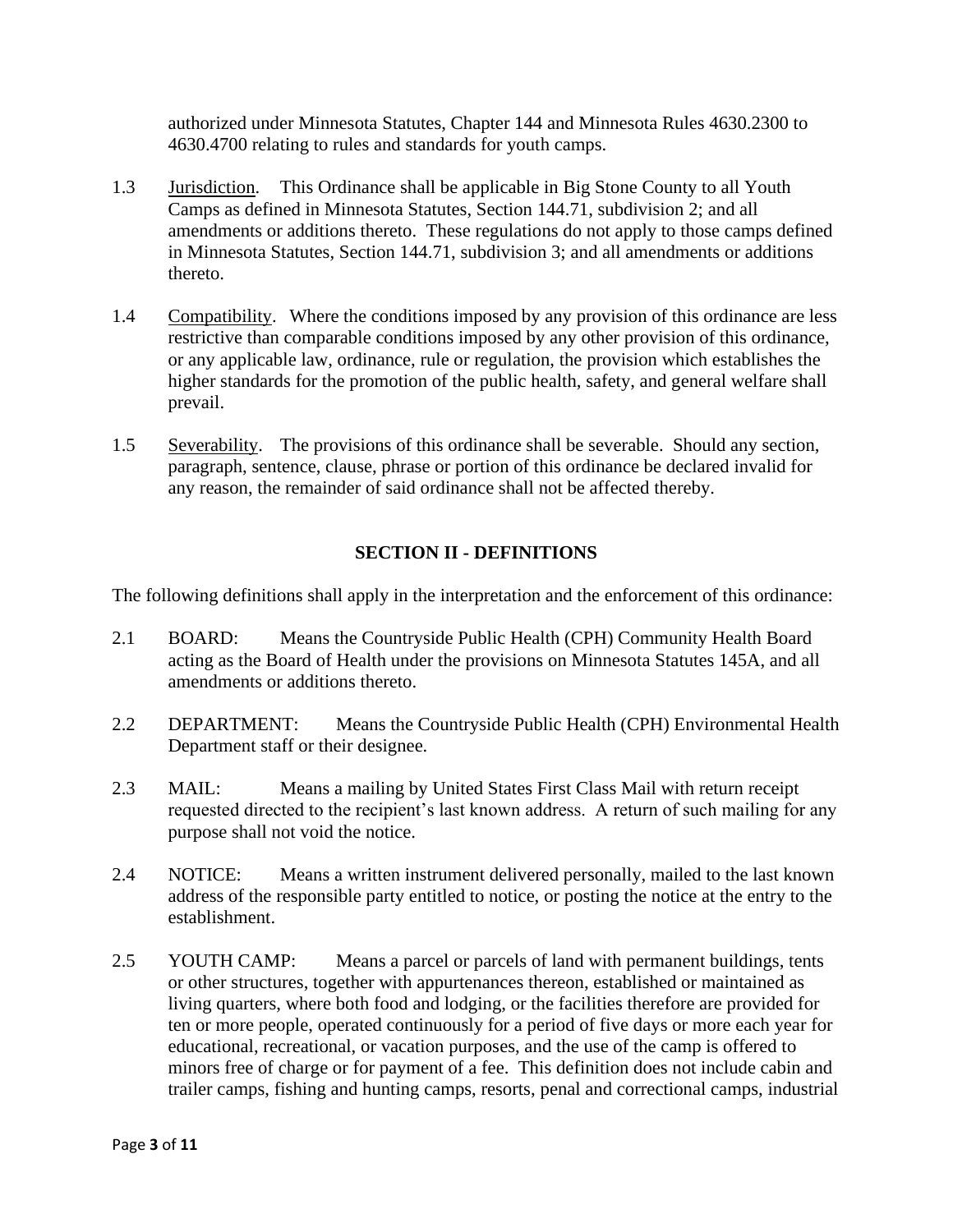authorized under Minnesota Statutes, Chapter 144 and Minnesota Rules 4630.2300 to 4630.4700 relating to rules and standards for youth camps.

1.3 Jurisdiction. This Ordinance shall be applicable in Big Stone County to all Youth Camps as defined in Minnesota Statutes, Section 144.71, subdivision 2; and all amendments or additions thereto. These regulations do not apply to those camps defined in Minnesota Statutes, Section 144.71, subdivision 3; and all amendments or additions thereto.

1.4 Compatibility. Where the conditions imposed by any provision of this ordinance are less restrictive than comparable conditions imposed by any other provision of this ordinance, or any applicable law, ordinance, rule or regulation, the provision which establishes the higher standards for the promotion of the public health, safety, and general welfare shall prevail.

1.5 Severability. The provisions of this ordinance shall be severable. Should any section, paragraph, sentence, clause, phrase or portion of this ordinance be declared invalid for any reason, the remainder of said ordinance shall not be affected thereby.

## SECTION II - DEFINITIONS

The following definitions shall apply in the interpretation and the enforcement of this ordinance:

2.1 BOARD: Means the Countryside Public Health (CPH) Community Health Board acting as the Board of Health under the provisions on Minnesota Statutes 145A, and all amendments or additions thereto.

2.2 DEPARTMENT: Means the Countryside Public Health (CPH) Environmental Health Department staff or their designee.

2.3 MAIL: Means a mailing by United States First Class Mail with return receipt requested directed to the recipient's last known address. A return of such mailing for any purpose shall not void the notice.

2.4 NOTICE: Means a written instrument delivered personally, mailed to the last known address of the responsible party entitled to notice, or posting the notice at the entry to the establishment.

2.5 YOUTH CAMP: Means a parcel or parcels of land with permanent buildings, tents or other structures, together with appurtenances thereon, established or maintained as living quarters, where both food and lodging, or the facilities therefore are provided for ten or more people, operated continuously for a period of five days or more each year for educational, recreational, or vacation purposes, and the use of the camp is offered to minors free of charge or for payment of a fee. This definition does not include cabin and trailer camps, fishing and hunting camps, resorts, penal and correctional camps, industrial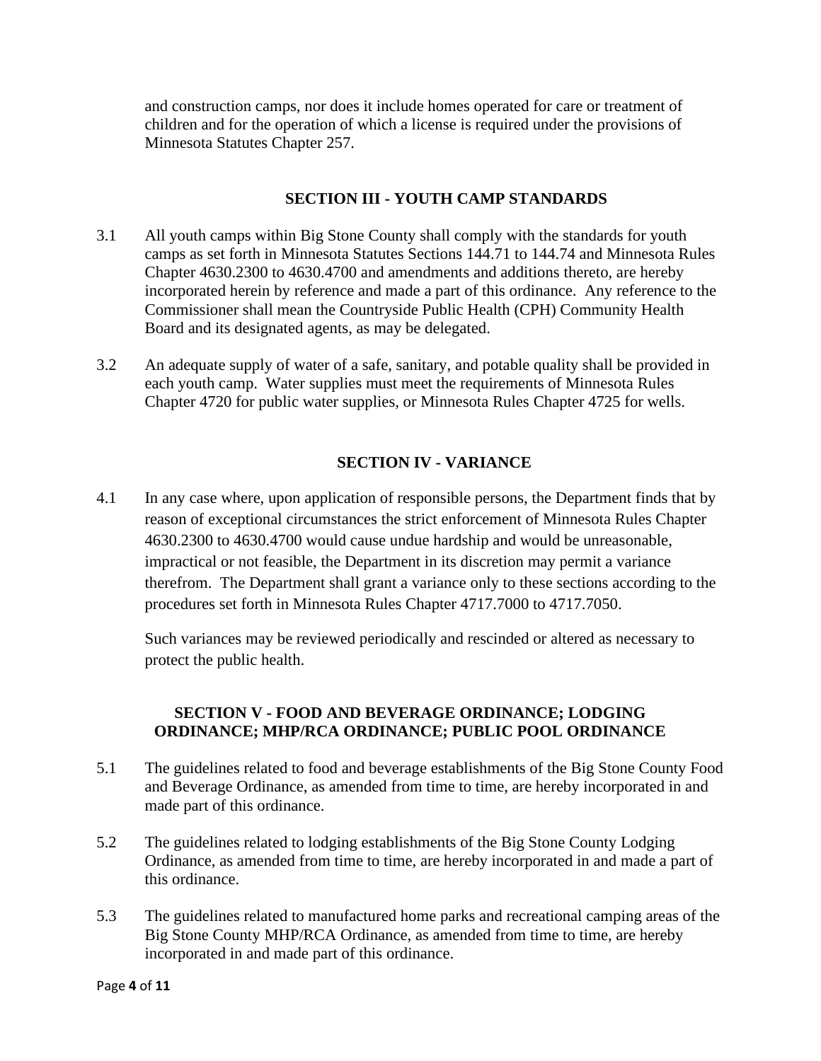and construction camps, nor does it include homes operated for care or treatment of children and for the operation of which a license is required under the provisions of Minnesota Statutes Chapter 257.

## SECTION III - YOUTH CAMP STANDARDS

3.1 All youth camps within Big Stone County shall comply with the standards for youth camps as set forth in Minnesota Statutes Sections 144.71 to 144.74 and Minnesota Rules Chapter 4630.2300 to 4630.4700 and amendments and additions thereto, are hereby incorporated herein by reference and made a part of this ordinance. Any reference to the Commissioner shall mean the Countryside Public Health (CPH) Community Health Board and its designated agents, as may be delegated.

3.2 An adequate supply of water of a safe, sanitary, and potable quality shall be provided in each youth camp. Water supplies must meet the requirements of Minnesota Rules Chapter 4720 for public water supplies, or Minnesota Rules Chapter 4725 for wells.

## SECTION IV - VARIANCE

4.1 In any case where, upon application of responsible persons, the Department finds that by reason of exceptional circumstances the strict enforcement of Minnesota Rules Chapter 4630.2300 to 4630.4700 would cause undue hardship and would be unreasonable, impractical or not feasible, the Department in its discretion may permit a variance therefrom. The Department shall grant a variance only to these sections according to the procedures set forth in Minnesota Rules Chapter 4717.7000 to 4717.7050.

Such variances may be reviewed periodically and rescinded or altered as necessary to protect the public health.

## SECTION V - FOOD AND BEVERAGE ORDINANCE; LODGING ORDINANCE; MHP/RCA ORDINANCE; PUBLIC POOL ORDINANCE

5.1 The guidelines related to food and beverage establishments of the Big Stone County Food and Beverage Ordinance, as amended from time to time, are hereby incorporated in and made part of this ordinance.

5.2 The guidelines related to lodging establishments of the Big Stone County Lodging Ordinance, as amended from time to time, are hereby incorporated in and made a part of this ordinance.

5.3 The guidelines related to manufactured home parks and recreational camping areas of the Big Stone County MHP/RCA Ordinance, as amended from time to time, are hereby incorporated in and made part of this ordinance.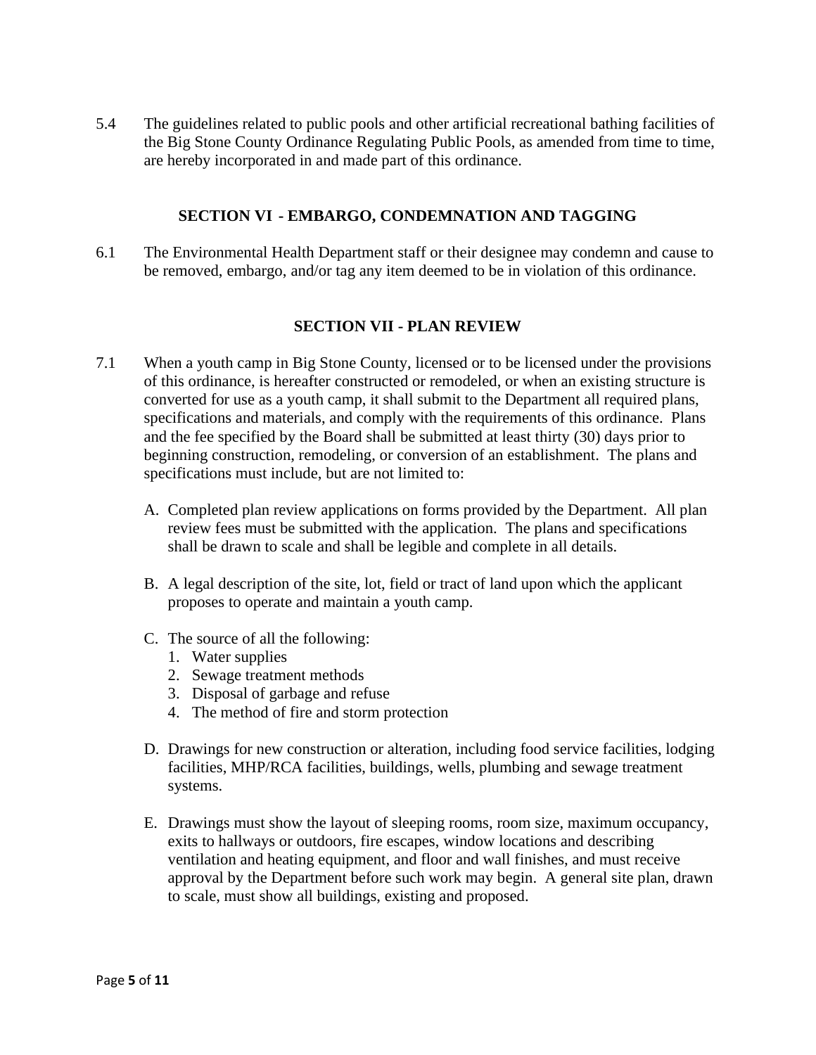5.4 The guidelines related to public pools and other artificial recreational bathing facilities of the Big Stone County Ordinance Regulating Public Pools, as amended from time to time, are hereby incorporated in and made part of this ordinance.

## SECTION VI - EMBARGO, CONDEMNATION AND TAGGING

6.1 The Environmental Health Department staff or their designee may condemn and cause to be removed, embargo, and/or tag any item deemed to be in violation of this ordinance.

## SECTION VII - PLAN REVIEW

7.1 When a youth camp in Big Stone County, licensed or to be licensed under the provisions of this ordinance, is hereafter constructed or remodeled, or when an existing structure is converted for use as a youth camp, it shall submit to the Department all required plans, specifications and materials, and comply with the requirements of this ordinance. Plans and the fee specified by the Board shall be submitted at least thirty (30) days prior to beginning construction, remodeling, or conversion of an establishment. The plans and specifications must include, but are not limited to:

A. Completed plan review applications on forms provided by the Department. All plan review fees must be submitted with the application. The plans and specifications shall be drawn to scale and shall be legible and complete in all details.

B. A legal description of the site, lot, field or tract of land upon which the applicant proposes to operate and maintain a youth camp.

C. The source of all the following:
   1. Water supplies
   2. Sewage treatment methods
   3. Disposal of garbage and refuse
   4. The method of fire and storm protection

D. Drawings for new construction or alteration, including food service facilities, lodging facilities, MHP/RCA facilities, buildings, wells, plumbing and sewage treatment systems.

E. Drawings must show the layout of sleeping rooms, room size, maximum occupancy, exits to hallways or outdoors, fire escapes, window locations and describing ventilation and heating equipment, and floor and wall finishes, and must receive approval by the Department before such work may begin. A general site plan, drawn to scale, must show all buildings, existing and proposed.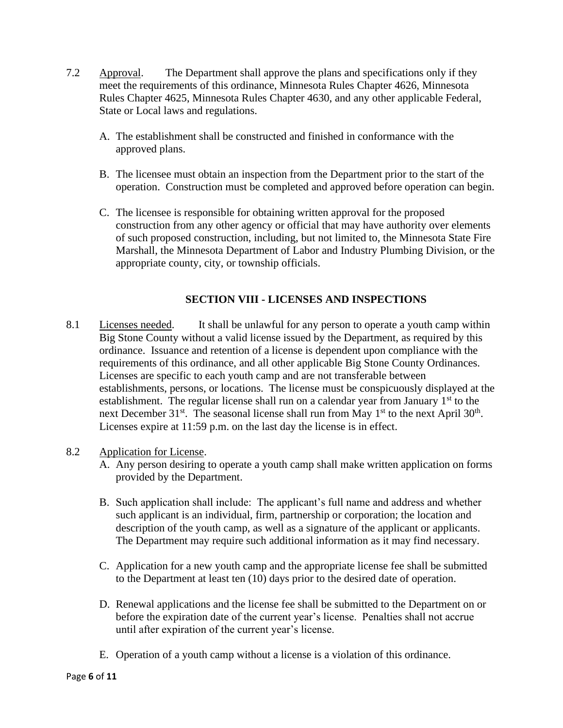7.2 Approval. The Department shall approve the plans and specifications only if they meet the requirements of this ordinance, Minnesota Rules Chapter 4626, Minnesota Rules Chapter 4625, Minnesota Rules Chapter 4630, and any other applicable Federal, State or Local laws and regulations.

A. The establishment shall be constructed and finished in conformance with the approved plans.

B. The licensee must obtain an inspection from the Department prior to the start of the operation. Construction must be completed and approved before operation can begin.

C. The licensee is responsible for obtaining written approval for the proposed construction from any other agency or official that may have authority over elements of such proposed construction, including, but not limited to, the Minnesota State Fire Marshall, the Minnesota Department of Labor and Industry Plumbing Division, or the appropriate county, city, or township officials.

## SECTION VIII - LICENSES AND INSPECTIONS

8.1 Licenses needed. It shall be unlawful for any person to operate a youth camp within Big Stone County without a valid license issued by the Department, as required by this ordinance. Issuance and retention of a license is dependent upon compliance with the requirements of this ordinance, and all other applicable Big Stone County Ordinances. Licenses are specific to each youth camp and are not transferable between establishments, persons, or locations. The license must be conspicuously displayed at the establishment. The regular license shall run on a calendar year from January 1st to the next December 31st. The seasonal license shall run from May 1st to the next April 30th. Licenses expire at 11:59 p.m. on the last day the license is in effect.

8.2 Application for License.

A. Any person desiring to operate a youth camp shall make written application on forms provided by the Department.

B. Such application shall include: The applicant's full name and address and whether such applicant is an individual, firm, partnership or corporation; the location and description of the youth camp, as well as a signature of the applicant or applicants. The Department may require such additional information as it may find necessary.

C. Application for a new youth camp and the appropriate license fee shall be submitted to the Department at least ten (10) days prior to the desired date of operation.

D. Renewal applications and the license fee shall be submitted to the Department on or before the expiration date of the current year's license. Penalties shall not accrue until after expiration of the current year's license.

E. Operation of a youth camp without a license is a violation of this ordinance.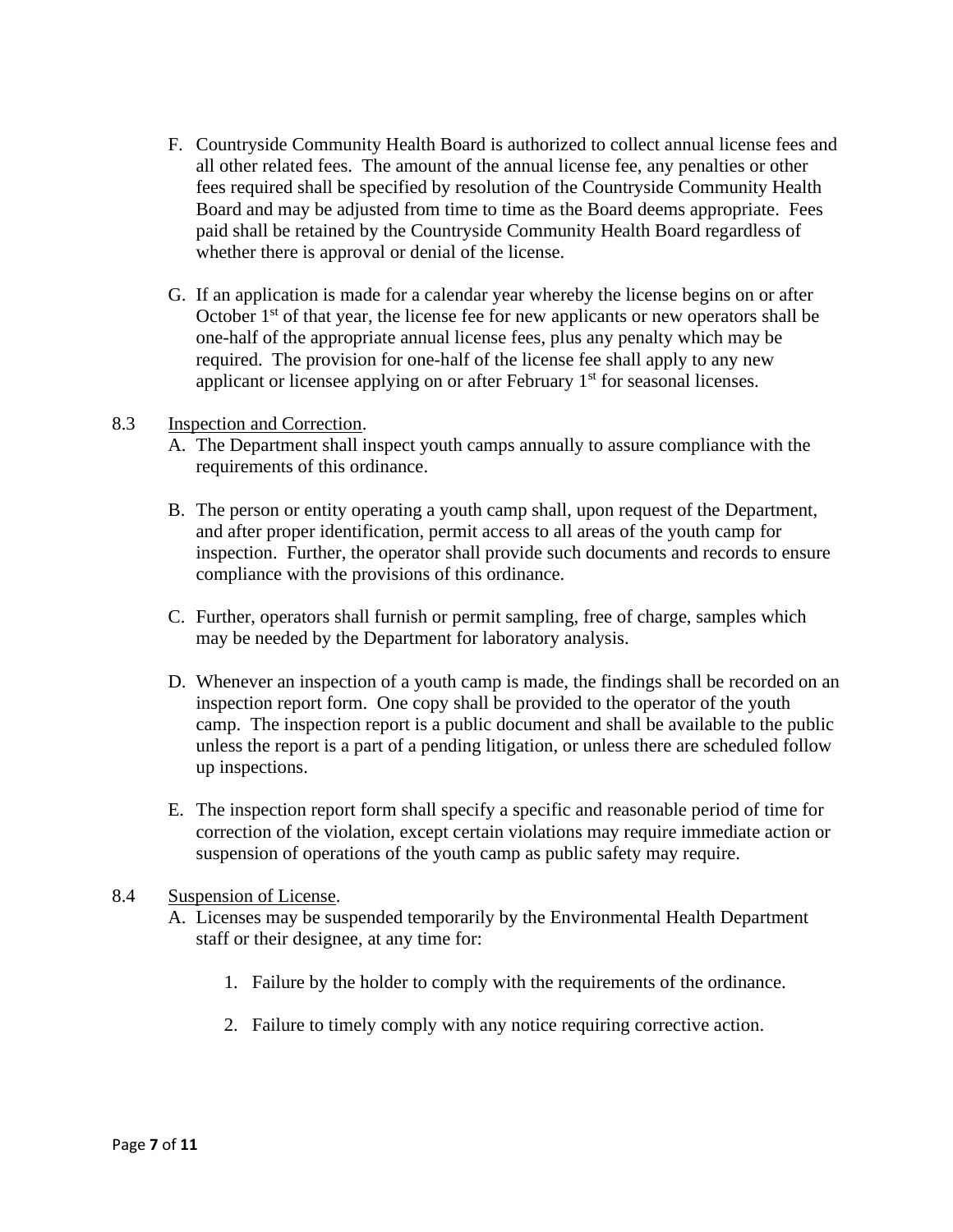F. Countryside Community Health Board is authorized to collect annual license fees and all other related fees. The amount of the annual license fee, any penalties or other fees required shall be specified by resolution of the Countryside Community Health Board and may be adjusted from time to time as the Board deems appropriate. Fees paid shall be retained by the Countryside Community Health Board regardless of whether there is approval or denial of the license.

G. If an application is made for a calendar year whereby the license begins on or after October 1st of that year, the license fee for new applicants or new operators shall be one-half of the appropriate annual license fees, plus any penalty which may be required. The provision for one-half of the license fee shall apply to any new applicant or licensee applying on or after February 1st for seasonal licenses.

8.3 Inspection and Correction.

A. The Department shall inspect youth camps annually to assure compliance with the requirements of this ordinance.

B. The person or entity operating a youth camp shall, upon request of the Department, and after proper identification, permit access to all areas of the youth camp for inspection. Further, the operator shall provide such documents and records to ensure compliance with the provisions of this ordinance.

C. Further, operators shall furnish or permit sampling, free of charge, samples which may be needed by the Department for laboratory analysis.

D. Whenever an inspection of a youth camp is made, the findings shall be recorded on an inspection report form. One copy shall be provided to the operator of the youth camp. The inspection report is a public document and shall be available to the public unless the report is a part of a pending litigation, or unless there are scheduled follow up inspections.

E. The inspection report form shall specify a specific and reasonable period of time for correction of the violation, except certain violations may require immediate action or suspension of operations of the youth camp as public safety may require.

8.4 Suspension of License.

A. Licenses may be suspended temporarily by the Environmental Health Department staff or their designee, at any time for:

1. Failure by the holder to comply with the requirements of the ordinance.

2. Failure to timely comply with any notice requiring corrective action.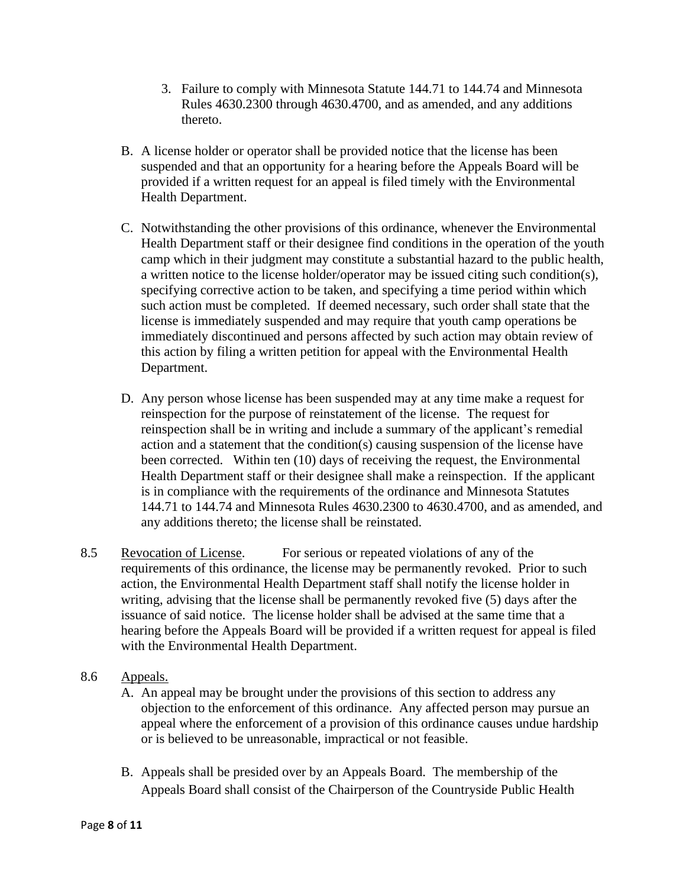3. Failure to comply with Minnesota Statute 144.71 to 144.74 and Minnesota Rules 4630.2300 through 4630.4700, and as amended, and any additions thereto.

B. A license holder or operator shall be provided notice that the license has been suspended and that an opportunity for a hearing before the Appeals Board will be provided if a written request for an appeal is filed timely with the Environmental Health Department.

C. Notwithstanding the other provisions of this ordinance, whenever the Environmental Health Department staff or their designee find conditions in the operation of the youth camp which in their judgment may constitute a substantial hazard to the public health, a written notice to the license holder/operator may be issued citing such condition(s), specifying corrective action to be taken, and specifying a time period within which such action must be completed. If deemed necessary, such order shall state that the license is immediately suspended and may require that youth camp operations be immediately discontinued and persons affected by such action may obtain review of this action by filing a written petition for appeal with the Environmental Health Department.

D. Any person whose license has been suspended may at any time make a request for reinspection for the purpose of reinstatement of the license. The request for reinspection shall be in writing and include a summary of the applicant's remedial action and a statement that the condition(s) causing suspension of the license have been corrected. Within ten (10) days of receiving the request, the Environmental Health Department staff or their designee shall make a reinspection. If the applicant is in compliance with the requirements of the ordinance and Minnesota Statutes 144.71 to 144.74 and Minnesota Rules 4630.2300 to 4630.4700, and as amended, and any additions thereto; the license shall be reinstated.

8.5 Revocation of License. For serious or repeated violations of any of the requirements of this ordinance, the license may be permanently revoked. Prior to such action, the Environmental Health Department staff shall notify the license holder in writing, advising that the license shall be permanently revoked five (5) days after the issuance of said notice. The license holder shall be advised at the same time that a hearing before the Appeals Board will be provided if a written request for appeal is filed with the Environmental Health Department.

8.6 Appeals.

A. An appeal may be brought under the provisions of this section to address any objection to the enforcement of this ordinance. Any affected person may pursue an appeal where the enforcement of a provision of this ordinance causes undue hardship or is believed to be unreasonable, impractical or not feasible.

B. Appeals shall be presided over by an Appeals Board. The membership of the Appeals Board shall consist of the Chairperson of the Countryside Public Health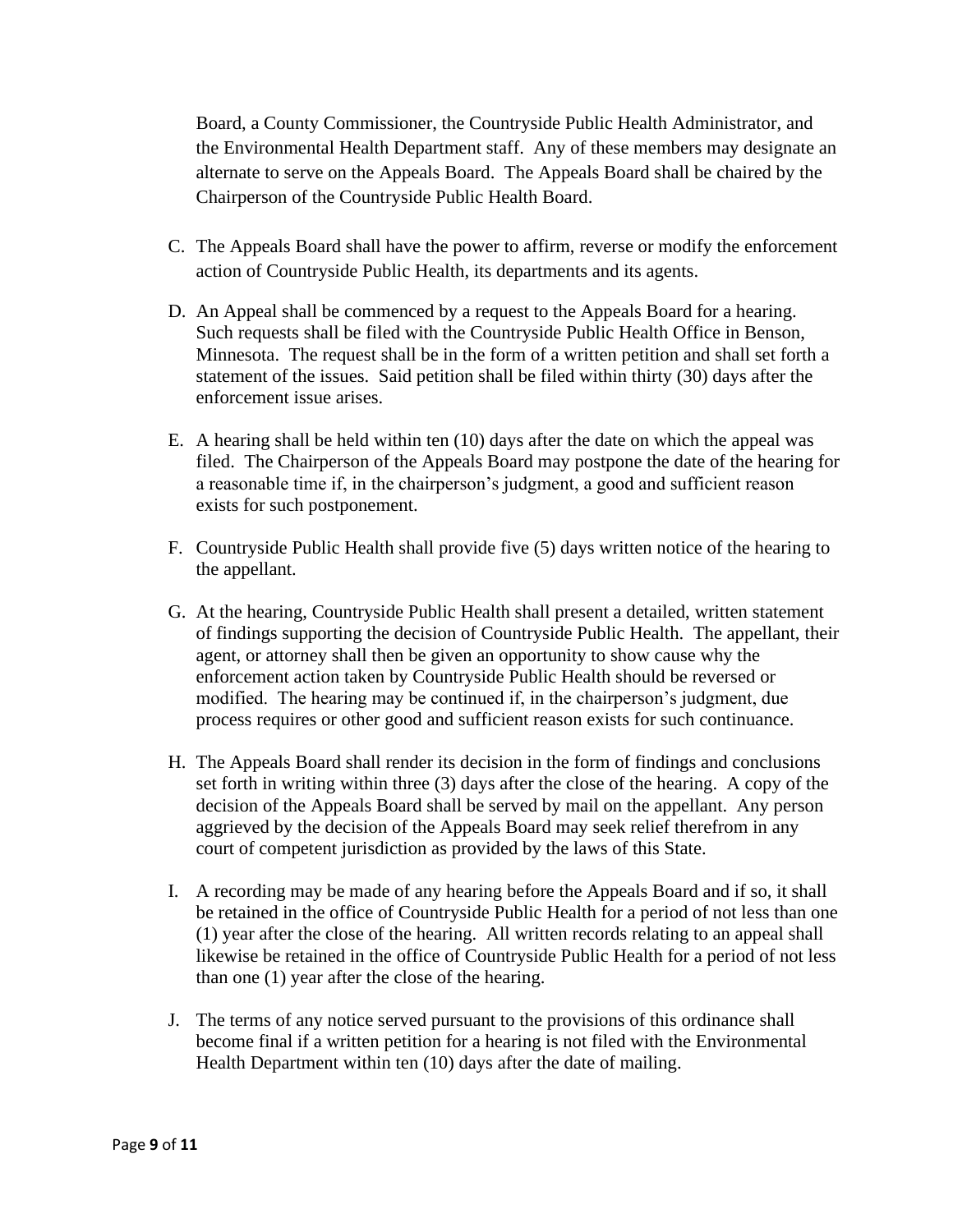Board, a County Commissioner, the Countryside Public Health Administrator, and the Environmental Health Department staff. Any of these members may designate an alternate to serve on the Appeals Board. The Appeals Board shall be chaired by the Chairperson of the Countryside Public Health Board.

C. The Appeals Board shall have the power to affirm, reverse or modify the enforcement action of Countryside Public Health, its departments and its agents.

D. An Appeal shall be commenced by a request to the Appeals Board for a hearing. Such requests shall be filed with the Countryside Public Health Office in Benson, Minnesota. The request shall be in the form of a written petition and shall set forth a statement of the issues. Said petition shall be filed within thirty (30) days after the enforcement issue arises.

E. A hearing shall be held within ten (10) days after the date on which the appeal was filed. The Chairperson of the Appeals Board may postpone the date of the hearing for a reasonable time if, in the chairperson's judgment, a good and sufficient reason exists for such postponement.

F. Countryside Public Health shall provide five (5) days written notice of the hearing to the appellant.

G. At the hearing, Countryside Public Health shall present a detailed, written statement of findings supporting the decision of Countryside Public Health. The appellant, their agent, or attorney shall then be given an opportunity to show cause why the enforcement action taken by Countryside Public Health should be reversed or modified. The hearing may be continued if, in the chairperson's judgment, due process requires or other good and sufficient reason exists for such continuance.

H. The Appeals Board shall render its decision in the form of findings and conclusions set forth in writing within three (3) days after the close of the hearing. A copy of the decision of the Appeals Board shall be served by mail on the appellant. Any person aggrieved by the decision of the Appeals Board may seek relief therefrom in any court of competent jurisdiction as provided by the laws of this State.

I. A recording may be made of any hearing before the Appeals Board and if so, it shall be retained in the office of Countryside Public Health for a period of not less than one (1) year after the close of the hearing. All written records relating to an appeal shall likewise be retained in the office of Countryside Public Health for a period of not less than one (1) year after the close of the hearing.

J. The terms of any notice served pursuant to the provisions of this ordinance shall become final if a written petition for a hearing is not filed with the Environmental Health Department within ten (10) days after the date of mailing.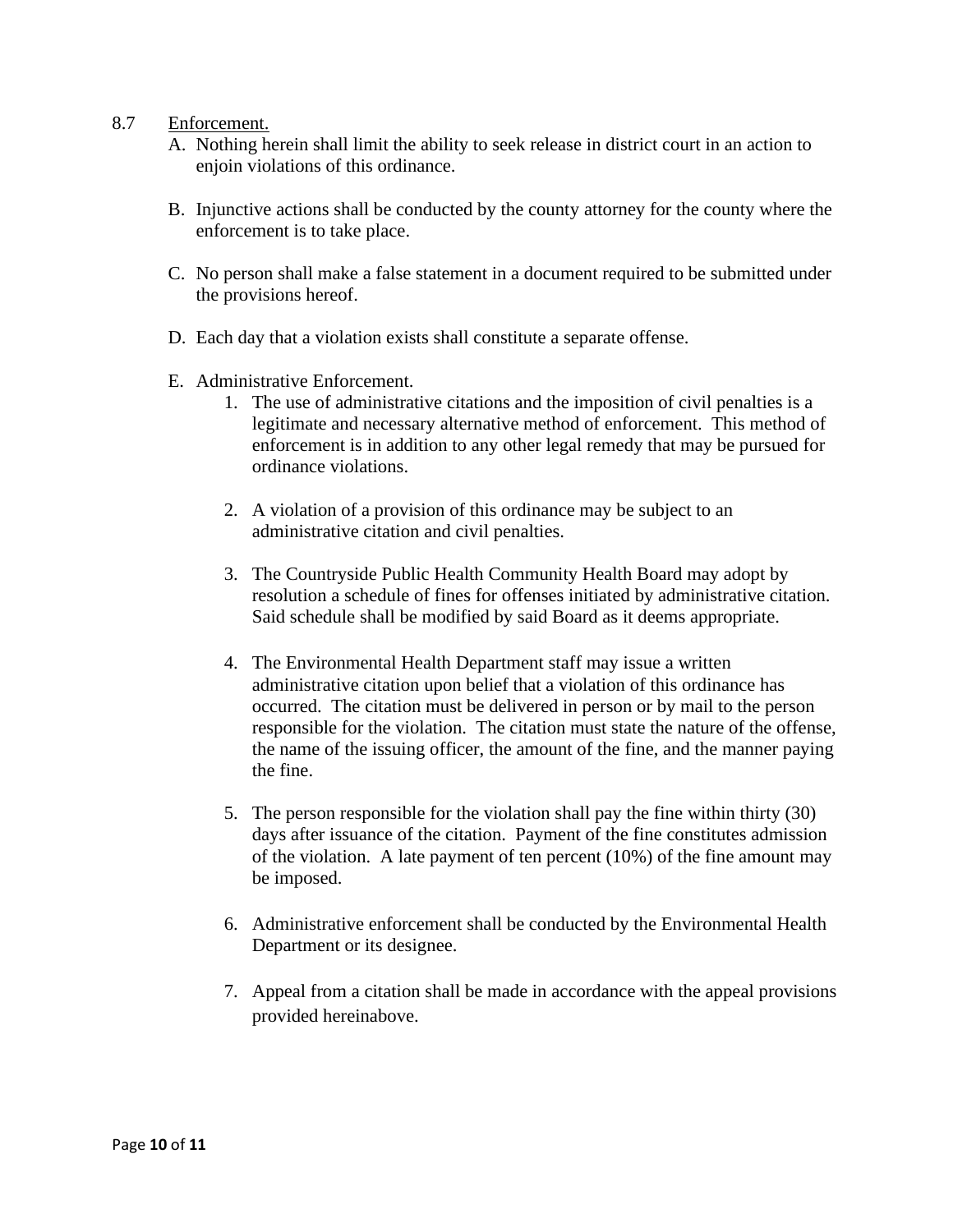8.7 <u>Enforcement.</u>

A. Nothing herein shall limit the ability to seek release in district court in an action to enjoin violations of this ordinance.

B. Injunctive actions shall be conducted by the county attorney for the county where the enforcement is to take place.

C. No person shall make a false statement in a document required to be submitted under the provisions hereof.

D. Each day that a violation exists shall constitute a separate offense.

E. Administrative Enforcement.

   1. The use of administrative citations and the imposition of civil penalties is a legitimate and necessary alternative method of enforcement. This method of enforcement is in addition to any other legal remedy that may be pursued for ordinance violations.

   2. A violation of a provision of this ordinance may be subject to an administrative citation and civil penalties.

   3. The Countryside Public Health Community Health Board may adopt by resolution a schedule of fines for offenses initiated by administrative citation. Said schedule shall be modified by said Board as it deems appropriate.

   4. The Environmental Health Department staff may issue a written administrative citation upon belief that a violation of this ordinance has occurred. The citation must be delivered in person or by mail to the person responsible for the violation. The citation must state the nature of the offense, the name of the issuing officer, the amount of the fine, and the manner paying the fine.

   5. The person responsible for the violation shall pay the fine within thirty (30) days after issuance of the citation. Payment of the fine constitutes admission of the violation. A late payment of ten percent (10%) of the fine amount may be imposed.

   6. Administrative enforcement shall be conducted by the Environmental Health Department or its designee.

   7. Appeal from a citation shall be made in accordance with the appeal provisions provided hereinabove.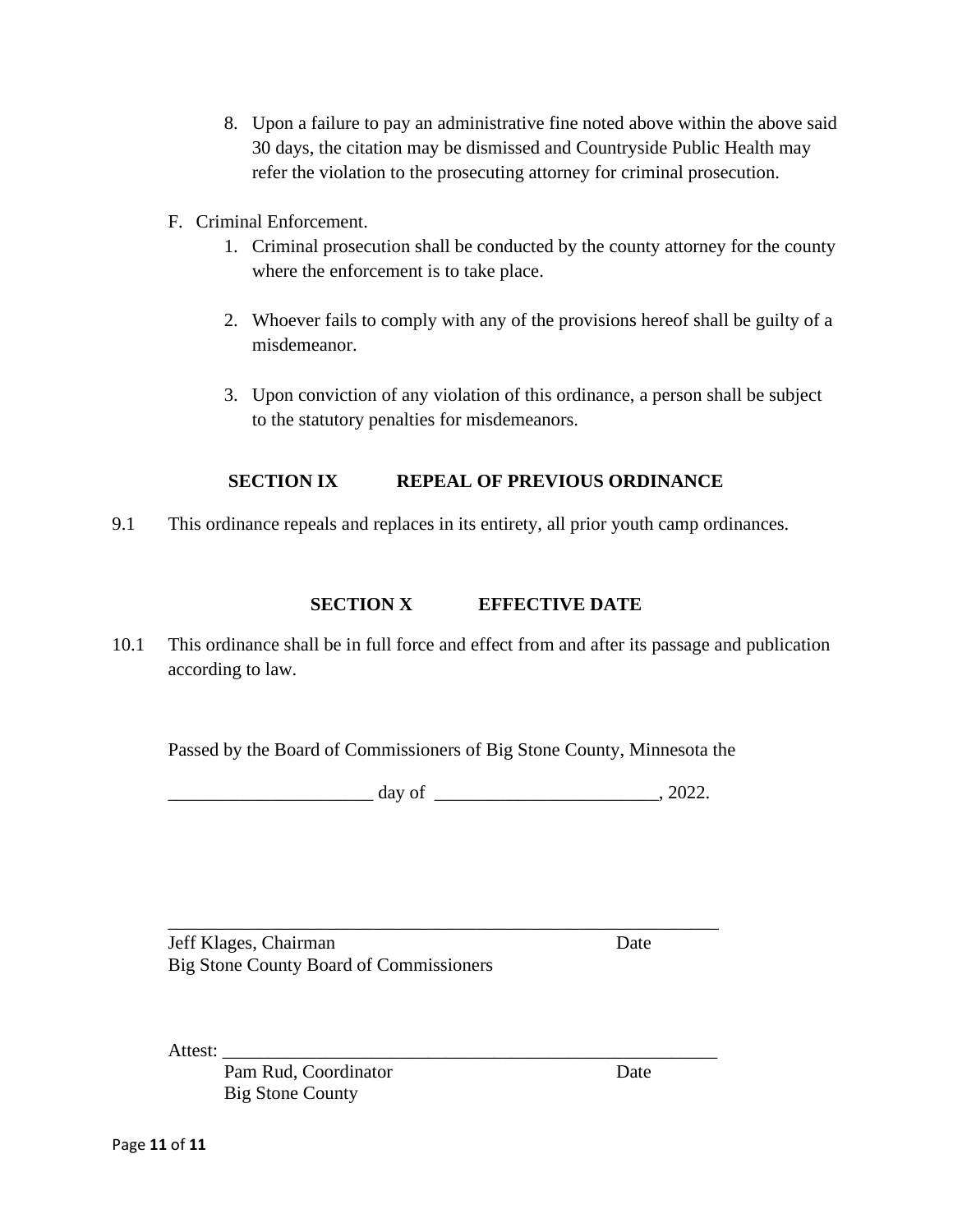8. Upon a failure to pay an administrative fine noted above within the above said 30 days, the citation may be dismissed and Countryside Public Health may refer the violation to the prosecuting attorney for criminal prosecution.

F. Criminal Enforcement.

1. Criminal prosecution shall be conducted by the county attorney for the county where the enforcement is to take place.

2. Whoever fails to comply with any of the provisions hereof shall be guilty of a misdemeanor.

3. Upon conviction of any violation of this ordinance, a person shall be subject to the statutory penalties for misdemeanors.

## SECTION IX REPEAL OF PREVIOUS ORDINANCE

9.1 This ordinance repeals and replaces in its entirety, all prior youth camp ordinances.

## SECTION X EFFECTIVE DATE

10.1 This ordinance shall be in full force and effect from and after its passage and publication according to law.

Passed by the Board of Commissioners of Big Stone County, Minnesota the

______________________ day of ________________________, 2022.

____________________________________________________________

Jeff Klages, Chairman Date
Big Stone County Board of Commissioners

Attest: ______________________________________________________

Pam Rud, Coordinator Date
Big Stone County